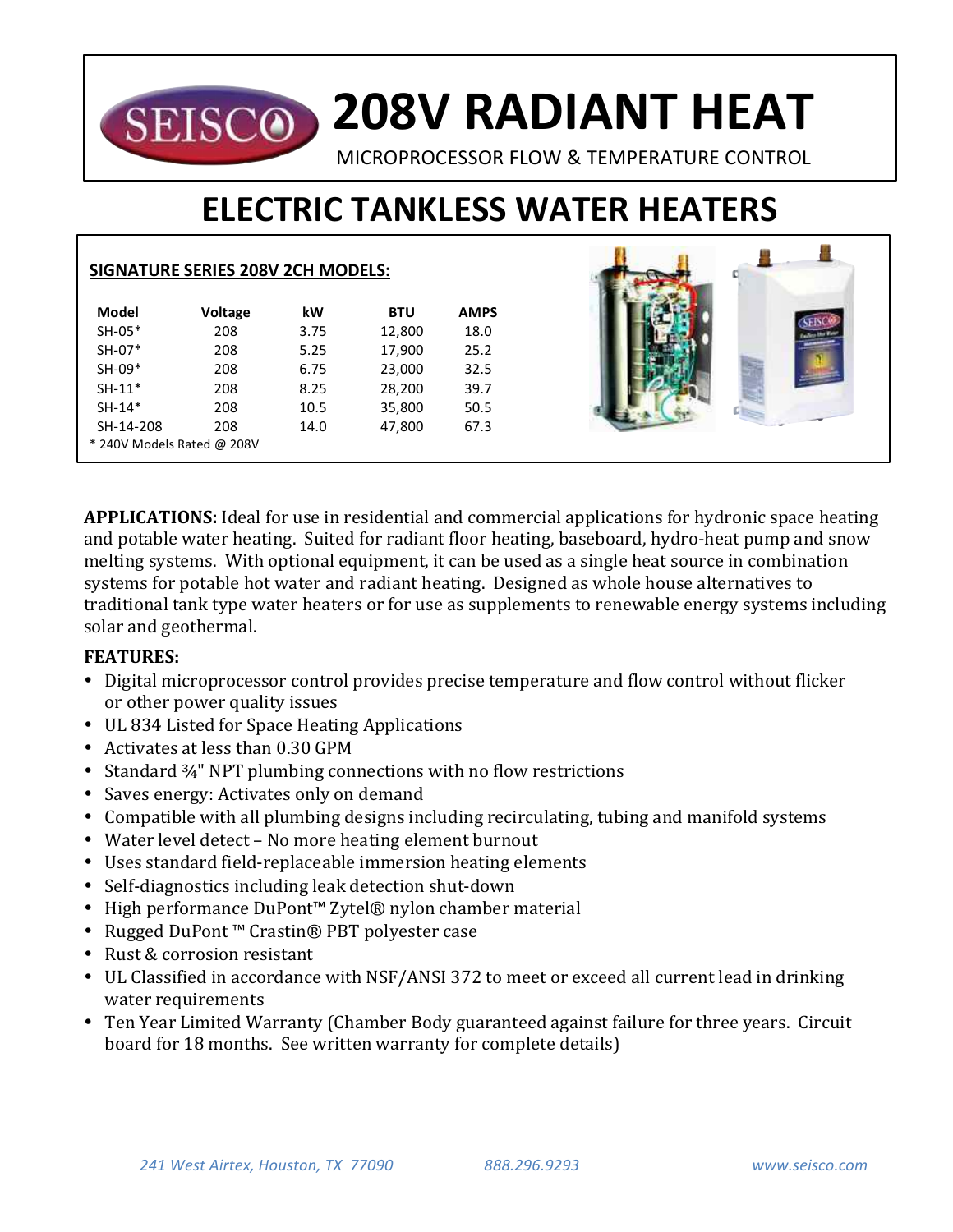# 208V RADIANT HEAT

MICROPROCESSOR FLOW & TEMPERATURE CONTROL

# ELECTRIC TANKLESS WATER HEATERS

**SIGNATURE SERIES 208V 2CH MODELS:**

| Model | Voltage | kW | BTU | AMPS |
|---|---|---|---|---|
| SH-05* | 208 | 3.75 | 12,800 | 18.0 |
| SH-07* | 208 | 5.25 | 17,900 | 25.2 |
| SH-09* | 208 | 6.75 | 23,000 | 32.5 |
| SH-11* | 208 | 8.25 | 28,200 | 39.7 |
| SH-14* | 208 | 10.5 | 35,800 | 50.5 |
| SH-14-208 | 208 | 14.0 | 47,800 | 67.3 |

* 240V Models Rated @ 208V

**APPLICATIONS:** Ideal for use in residential and commercial applications for hydronic space heating and potable water heating. Suited for radiant floor heating, baseboard, hydro-heat pump and snow melting systems. With optional equipment, it can be used as a single heat source in combination systems for potable hot water and radiant heating. Designed as whole house alternatives to traditional tank type water heaters or for use as supplements to renewable energy systems including solar and geothermal.

**FEATURES:**

- Digital microprocessor control provides precise temperature and flow control without flicker or other power quality issues
- UL 834 Listed for Space Heating Applications
- Activates at less than 0.30 GPM
- Standard ¾" NPT plumbing connections with no flow restrictions
- Saves energy: Activates only on demand
- Compatible with all plumbing designs including recirculating, tubing and manifold systems
- Water level detect – No more heating element burnout
- Uses standard field-replaceable immersion heating elements
- Self-diagnostics including leak detection shut-down
- High performance DuPont™ Zytel® nylon chamber material
- Rugged DuPont ™ Crastin® PBT polyester case
- Rust & corrosion resistant
- UL Classified in accordance with NSF/ANSI 372 to meet or exceed all current lead in drinking water requirements
- Ten Year Limited Warranty (Chamber Body guaranteed against failure for three years. Circuit board for 18 months. See written warranty for complete details)

*241 West Airtex, Houston, TX 77090* *888.296.9293* *www.seisco.com*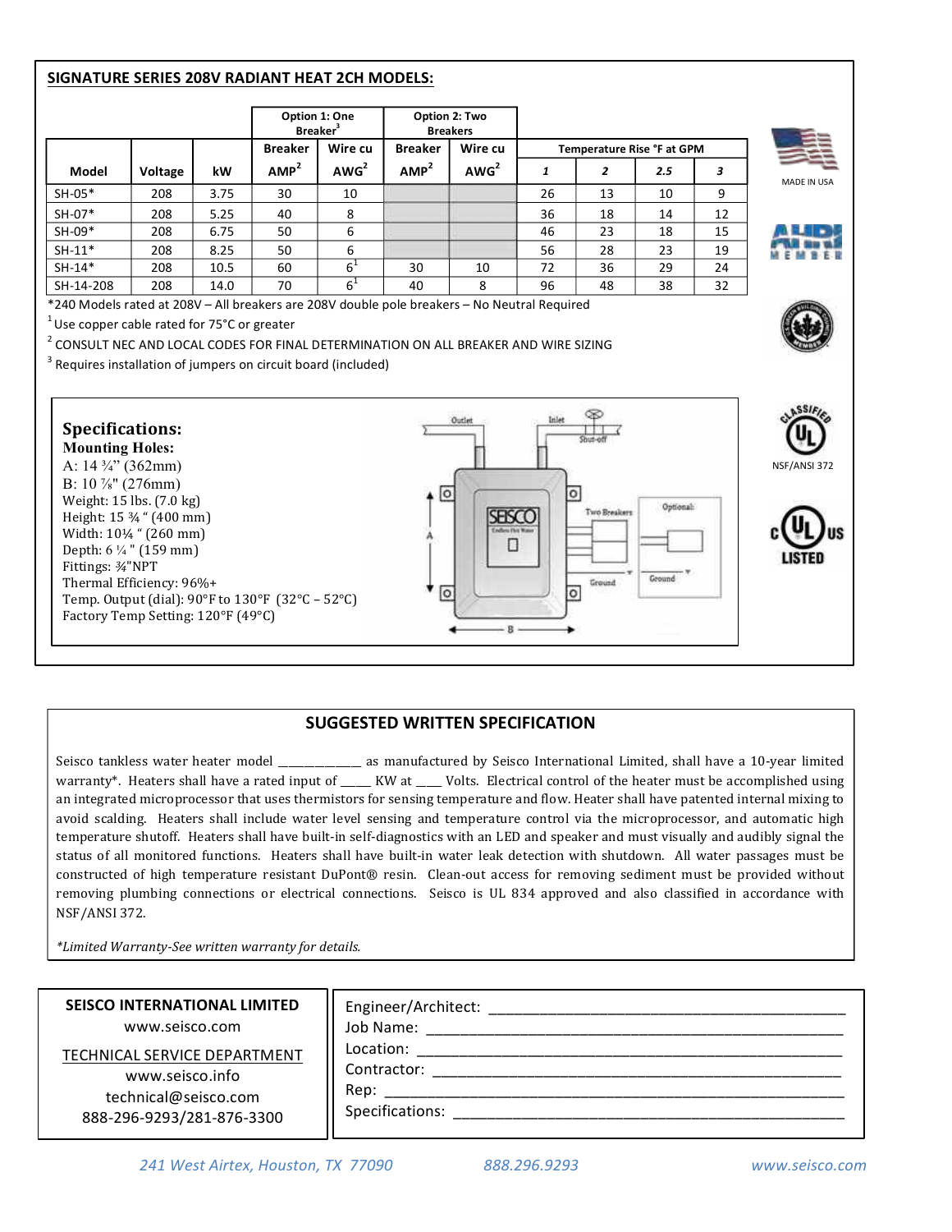## SIGNATURE SERIES 208V RADIANT HEAT 2CH MODELS:

| Model | Voltage | kW | Option 1: One Breaker[3] Breaker AMP[2] | Option 1: One Breaker[3] Wire cu AWG[2] | Option 2: Two Breakers Breaker AMP[2] | Option 2: Two Breakers Wire cu AWG[2] | Temperature Rise °F at GPM 1 | 2 | 2.5 | 3 |
|---|---|---|---|---|---|---|---|---|---|---|
| SH-05* | 208 | 3.75 | 30 | 10 | | | 26 | 13 | 10 | 9 |
| SH-07* | 208 | 5.25 | 40 | 8 | | | 36 | 18 | 14 | 12 |
| SH-09* | 208 | 6.75 | 50 | 6 | | | 46 | 23 | 18 | 15 |
| SH-11* | 208 | 8.25 | 50 | 6 | | | 56 | 28 | 23 | 19 |
| SH-14* | 208 | 10.5 | 60 | 6[1] | 30 | 10 | 72 | 36 | 29 | 24 |
| SH-14-208 | 208 | 14.0 | 70 | 6[1] | 40 | 8 | 96 | 48 | 38 | 32 |

*240 Models rated at 208V – All breakers are 208V double pole breakers – No Neutral Required

[1] Use copper cable rated for 75°C or greater

[2] CONSULT NEC AND LOCAL CODES FOR FINAL DETERMINATION ON ALL BREAKER AND WIRE SIZING

[3] Requires installation of jumpers on circuit board (included)

MADE IN USA

NSF/ANSI 372

### Specifications:

**Mounting Holes:**
A: 14 ¾" (362mm)
B: 10 ⅞" (276mm)
Weight: 15 lbs. (7.0 kg)
Height: 15 ¾ " (400 mm)
Width: 10¼ " (260 mm)
Depth: 6 ¼ " (159 mm)
Fittings: ¾"NPT
Thermal Efficiency: 96%+
Temp. Output (dial): 90°F to 130°F (32°C – 52°C)
Factory Temp Setting: 120°F (49°C)

Outlet
Inlet
Shut-off
Two Breakers
Optional
Ground
Ground
A
B

## SUGGESTED WRITTEN SPECIFICATION

Seisco tankless water heater model ____________ as manufactured by Seisco International Limited, shall have a 10-year limited warranty*. Heaters shall have a rated input of _____ KW at ____ Volts. Electrical control of the heater must be accomplished using an integrated microprocessor that uses thermistors for sensing temperature and flow. Heater shall have patented internal mixing to avoid scalding. Heaters shall include water level sensing and temperature control via the microprocessor, and automatic high temperature shutoff. Heaters shall have built-in self-diagnostics with an LED and speaker and must visually and audibly signal the status of all monitored functions. Heaters shall have built-in water leak detection with shutdown. All water passages must be constructed of high temperature resistant DuPont® resin. Clean-out access for removing sediment must be provided without removing plumbing connections or electrical connections. Seisco is UL 834 approved and also classified in accordance with NSF/ANSI 372.

*\*Limited Warranty-See written warranty for details.*

**SEISCO INTERNATIONAL LIMITED**
www.seisco.com

TECHNICAL SERVICE DEPARTMENT
www.seisco.info
technical@seisco.com
888-296-9293/281-876-3300

Engineer/Architect: ____________________
Job Name: ____________________
Location: ____________________
Contractor: ____________________
Rep: ____________________
Specifications: ____________________

241 West Airtex, Houston, TX 77090 888.296.9293 www.seisco.com